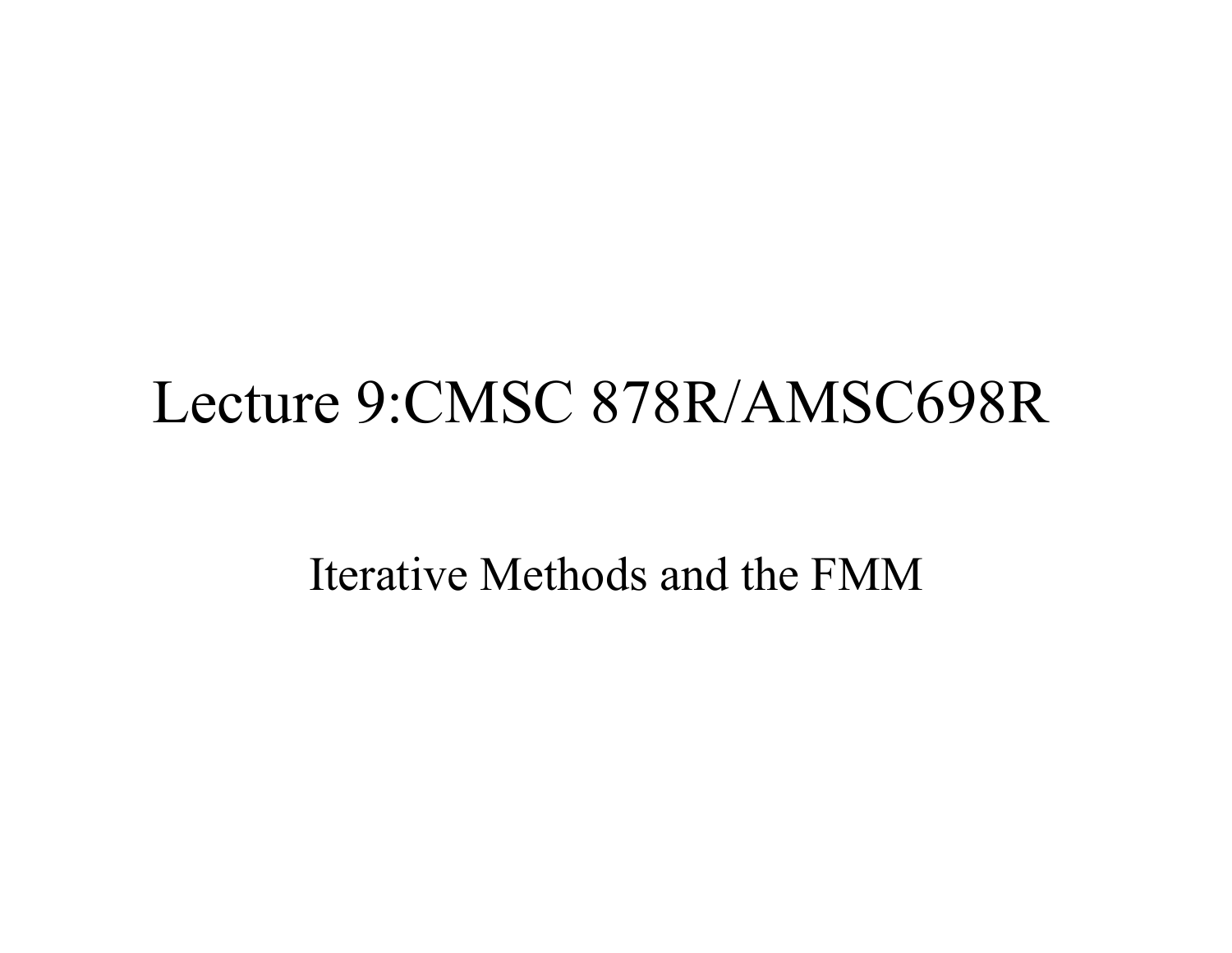# Lecture 9:CMSC 878R/AMSC698R

Iterative Methods and the FMM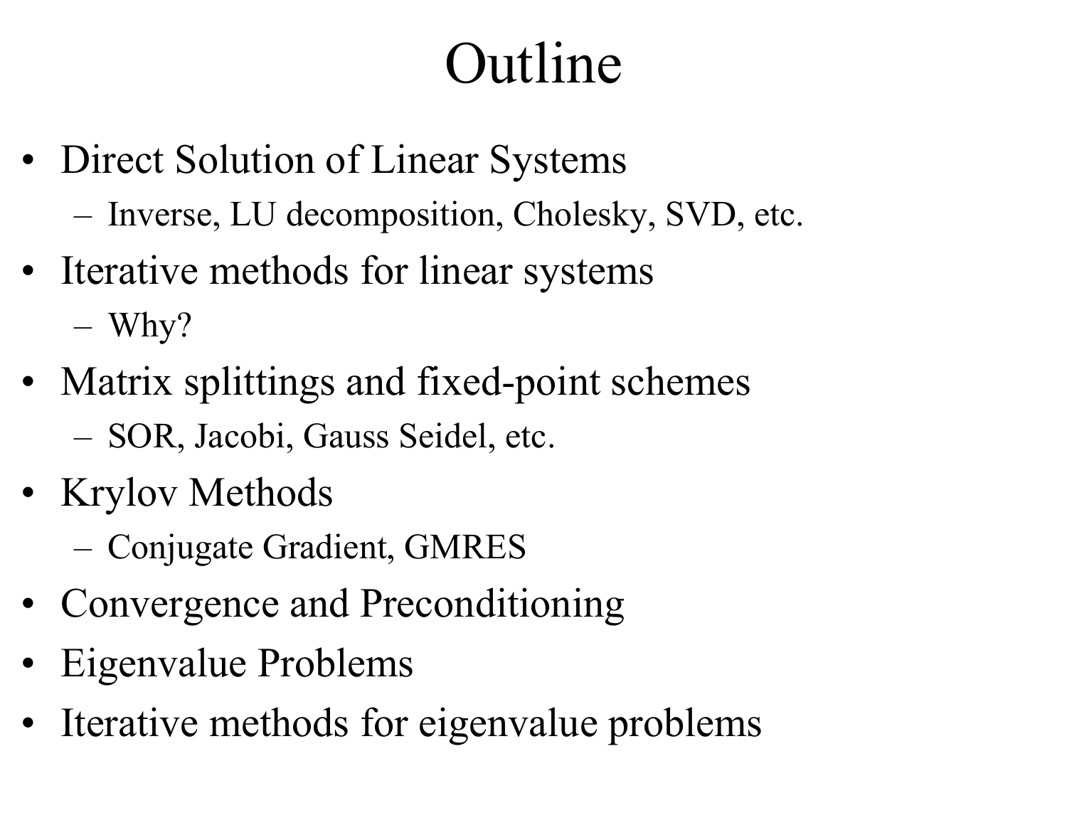# Outline

- Direct Solution of Linear Systems
  - Inverse, LU decomposition, Cholesky, SVD, etc.
- Iterative methods for linear systems
  - Why?
- Matrix splittings and fixed-point schemes
  - SOR, Jacobi, Gauss Seidel, etc.
- Krylov Methods
  - Conjugate Gradient, GMRES
- Convergence and Preconditioning
- Eigenvalue Problems
- Iterative methods for eigenvalue problems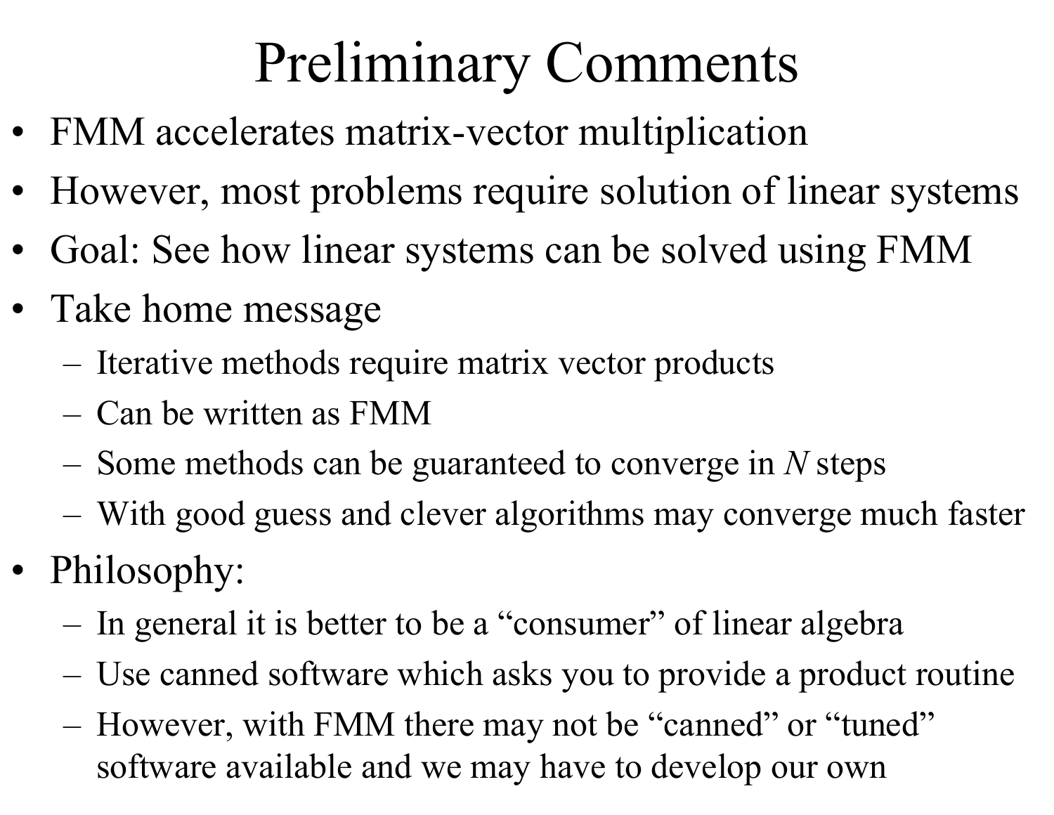# Preliminary Comments

- FMM accelerates matrix-vector multiplication
- However, most problems require solution of linear systems
- Goal: See how linear systems can be solved using FMM
- Take home message
  - Iterative methods require matrix vector products
  - Can be written as FMM
  - Some methods can be guaranteed to converge in $N$ steps
  - With good guess and clever algorithms may converge much faster
- Philosophy:
  - In general it is better to be a "consumer" of linear algebra
  - Use canned software which asks you to provide a product routine
  - However, with FMM there may not be "canned" or "tuned" software available and we may have to develop our own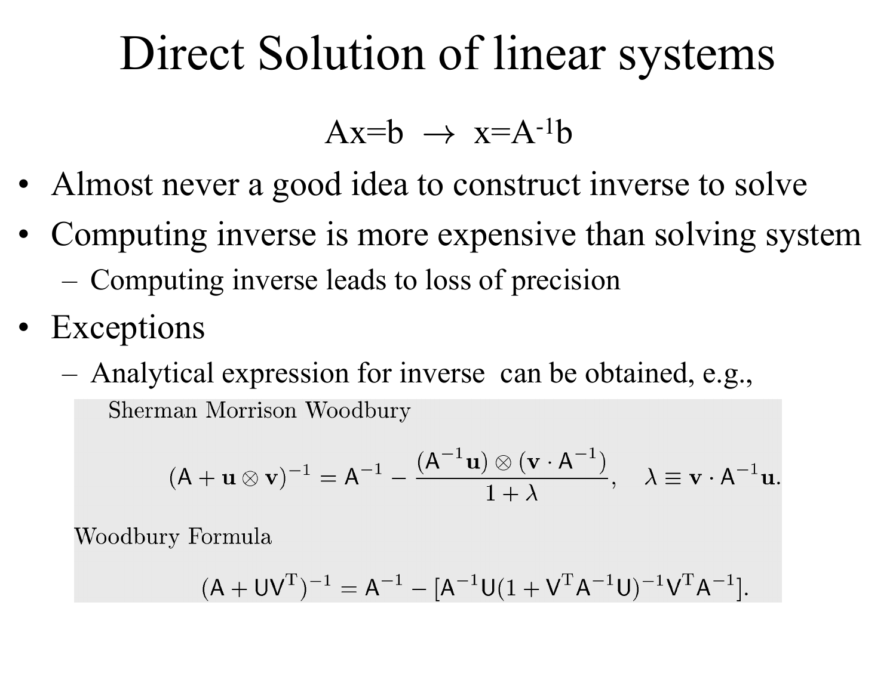# Direct Solution of linear systems

$$Ax=b \;\rightarrow\; x=A^{-1}b$$

- Almost never a good idea to construct inverse to solve
- Computing inverse is more expensive than solving system
  - Computing inverse leads to loss of precision
- Exceptions
  - Analytical expression for inverse can be obtained, e.g.,

Sherman Morrison Woodbury

$$(\mathsf{A} + \mathbf{u} \otimes \mathbf{v})^{-1} = \mathsf{A}^{-1} - \frac{(\mathsf{A}^{-1}\mathbf{u}) \otimes (\mathbf{v} \cdot \mathsf{A}^{-1})}{1 + \lambda}, \quad \lambda \equiv \mathbf{v} \cdot \mathsf{A}^{-1}\mathbf{u}.$$

Woodbury Formula

$$(\mathsf{A} + \mathsf{U}\mathsf{V}^{\mathrm{T}})^{-1} = \mathsf{A}^{-1} - [\mathsf{A}^{-1}\mathsf{U}(1 + \mathsf{V}^{\mathrm{T}}\mathsf{A}^{-1}\mathsf{U})^{-1}\mathsf{V}^{\mathrm{T}}\mathsf{A}^{-1}].$$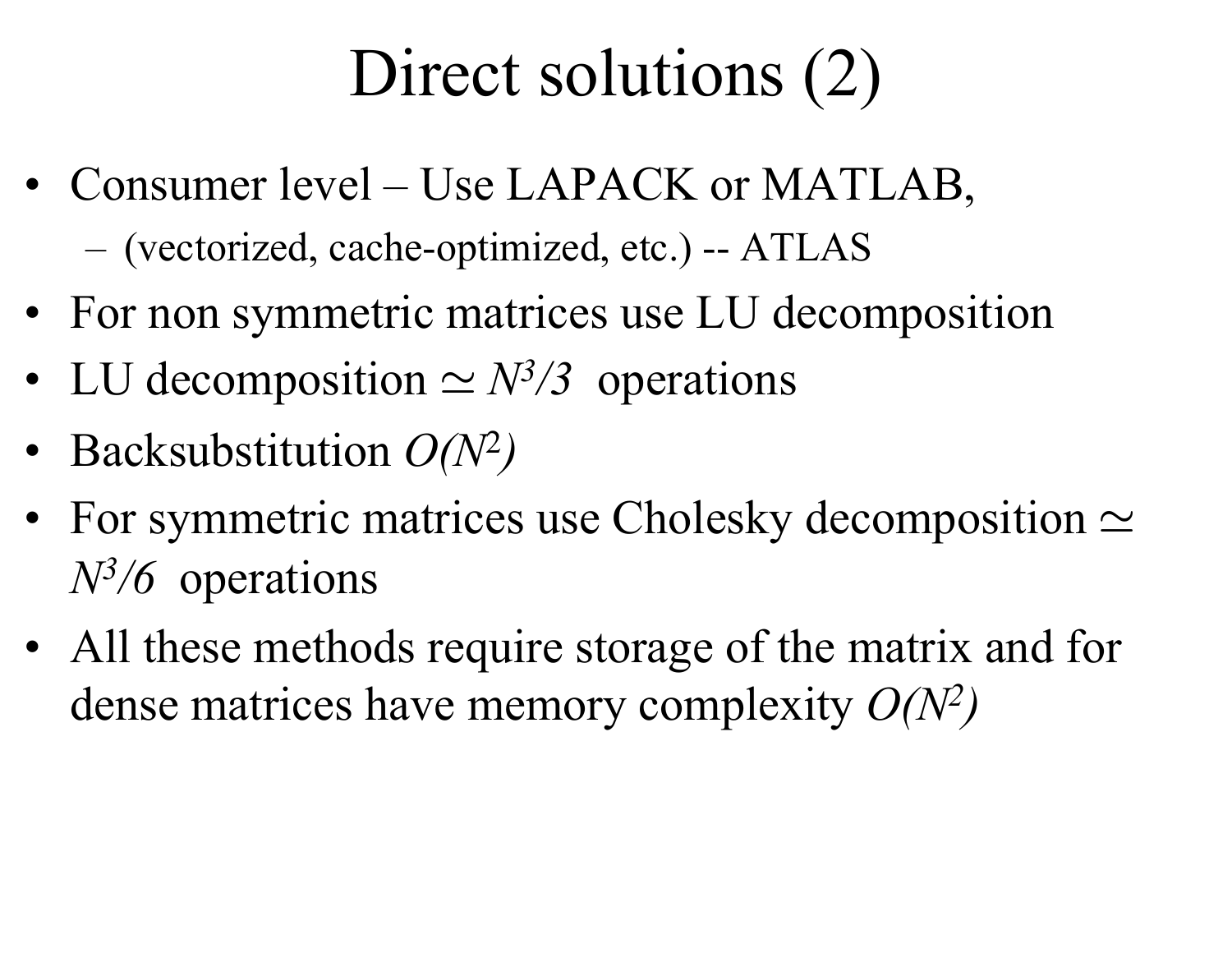# Direct solutions (2)

- Consumer level – Use LAPACK or MATLAB,
  - (vectorized, cache-optimized, etc.) -- ATLAS
- For non symmetric matrices use LU decomposition
- LU decomposition $\simeq N^3/3$ operations
- Backsubstitution $O(N^2)$
- For symmetric matrices use Cholesky decomposition $\simeq N^3/6$ operations
- All these methods require storage of the matrix and for dense matrices have memory complexity $O(N^2)$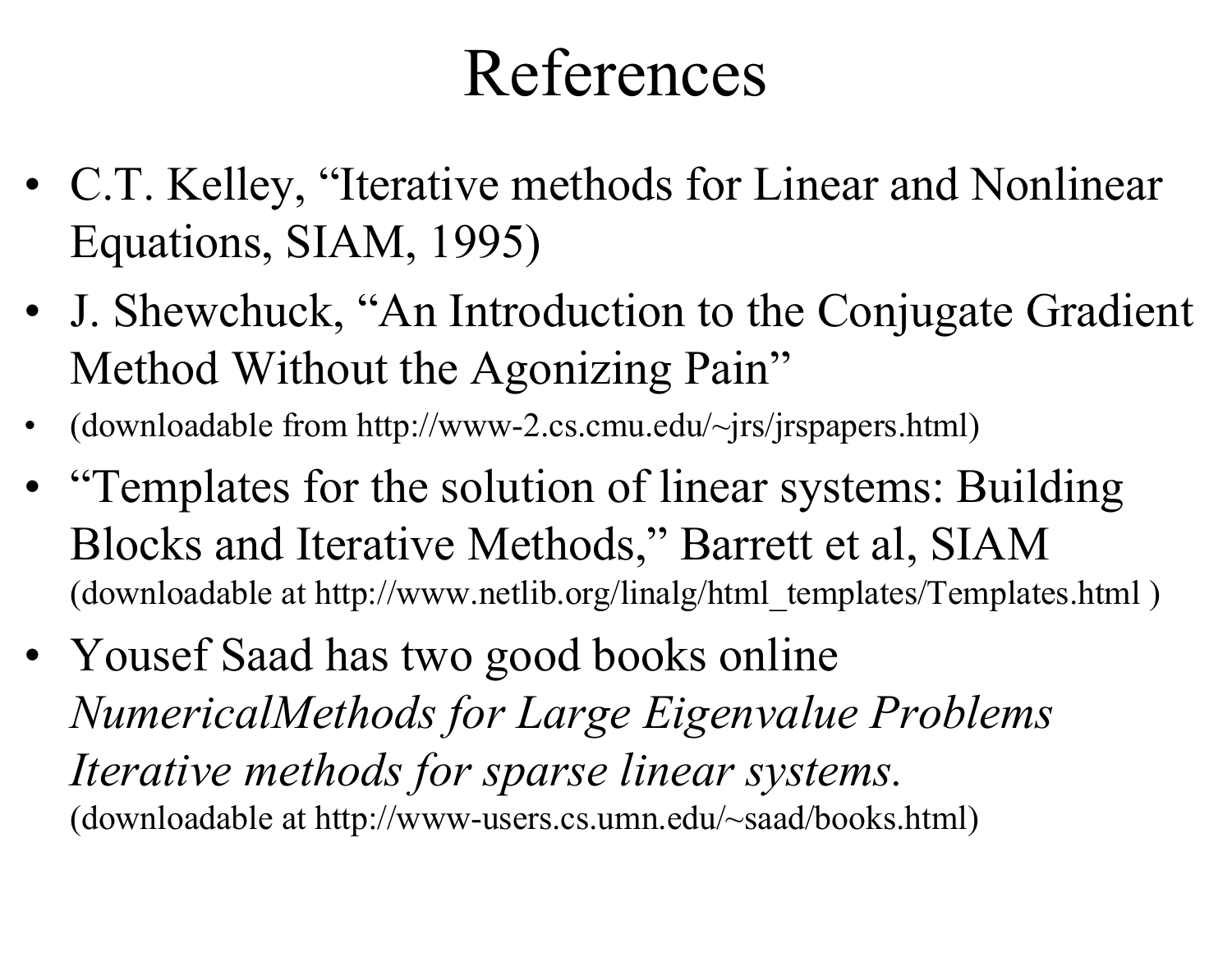# References

- C.T. Kelley, "Iterative methods for Linear and Nonlinear Equations, SIAM, 1995)
- J. Shewchuck, "An Introduction to the Conjugate Gradient Method Without the Agonizing Pain"
- (downloadable from http://www-2.cs.cmu.edu/~jrs/jrspapers.html)
- "Templates for the solution of linear systems: Building Blocks and Iterative Methods," Barrett et al, SIAM (downloadable at http://www.netlib.org/linalg/html_templates/Templates.html )
- Yousef Saad has two good books online
  *NumericalMethods for Large Eigenvalue Problems*
  *Iterative methods for sparse linear systems*.
  (downloadable at http://www-users.cs.umn.edu/~saad/books.html)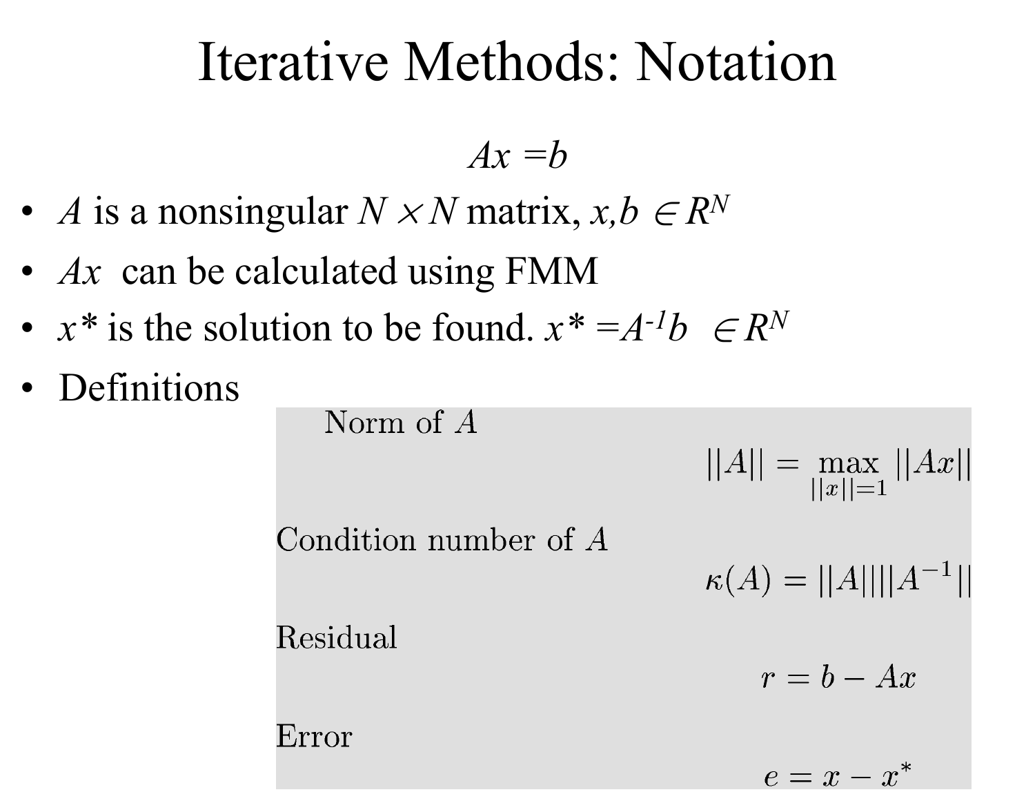# Iterative Methods: Notation

$$Ax = b$$

- $A$ is a nonsingular $N \times N$ matrix, $x, b \in R^N$
- $Ax$ can be calculated using FMM
- $x^*$ is the solution to be found. $x^* = A^{-1}b \in R^N$
- Definitions

Norm of $A$

$$||A|| = \max_{||x||=1} ||Ax||$$

Condition number of $A$

$$\kappa(A) = ||A|| ||A^{-1}||$$

Residual

$$r = b - Ax$$

Error

$$e = x - x^*$$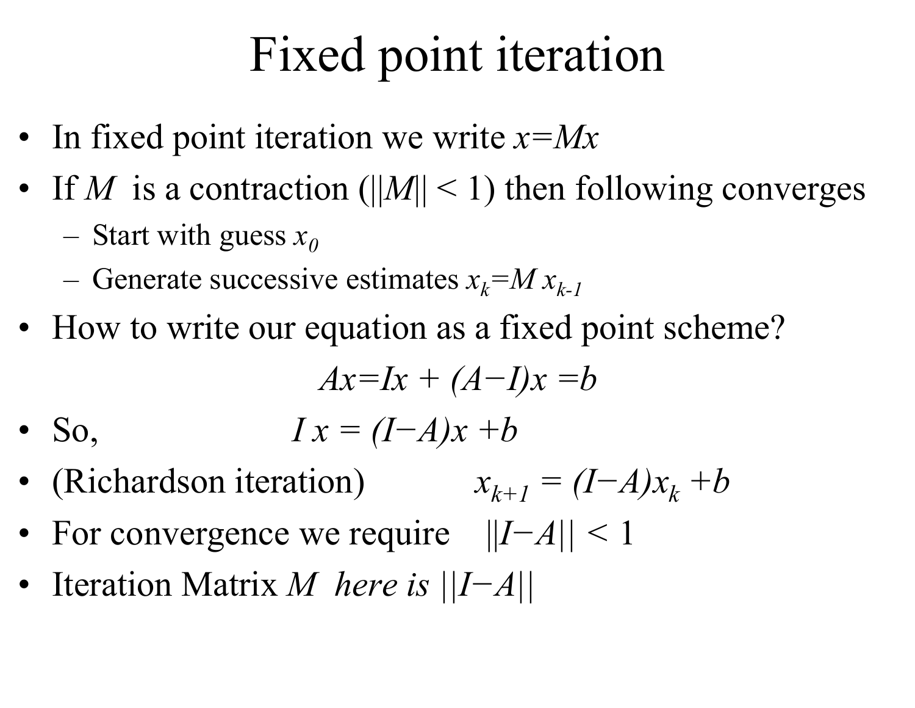# Fixed point iteration

- In fixed point iteration we write $x=Mx$
- If $M$ is a contraction ($||M|| < 1$) then following converges
  - Start with guess $x_0$
  - Generate successive estimates $x_k=M\,x_{k-1}$
- How to write our equation as a fixed point scheme?

$$Ax=Ix + (A-I)x = b$$

- So, $\quad I\,x = (I-A)x + b$
- (Richardson iteration) $\quad x_{k+1} = (I-A)x_k + b$
- For convergence we require $\quad ||I-A|| < 1$
- Iteration Matrix $M$ *here is* $||I-A||$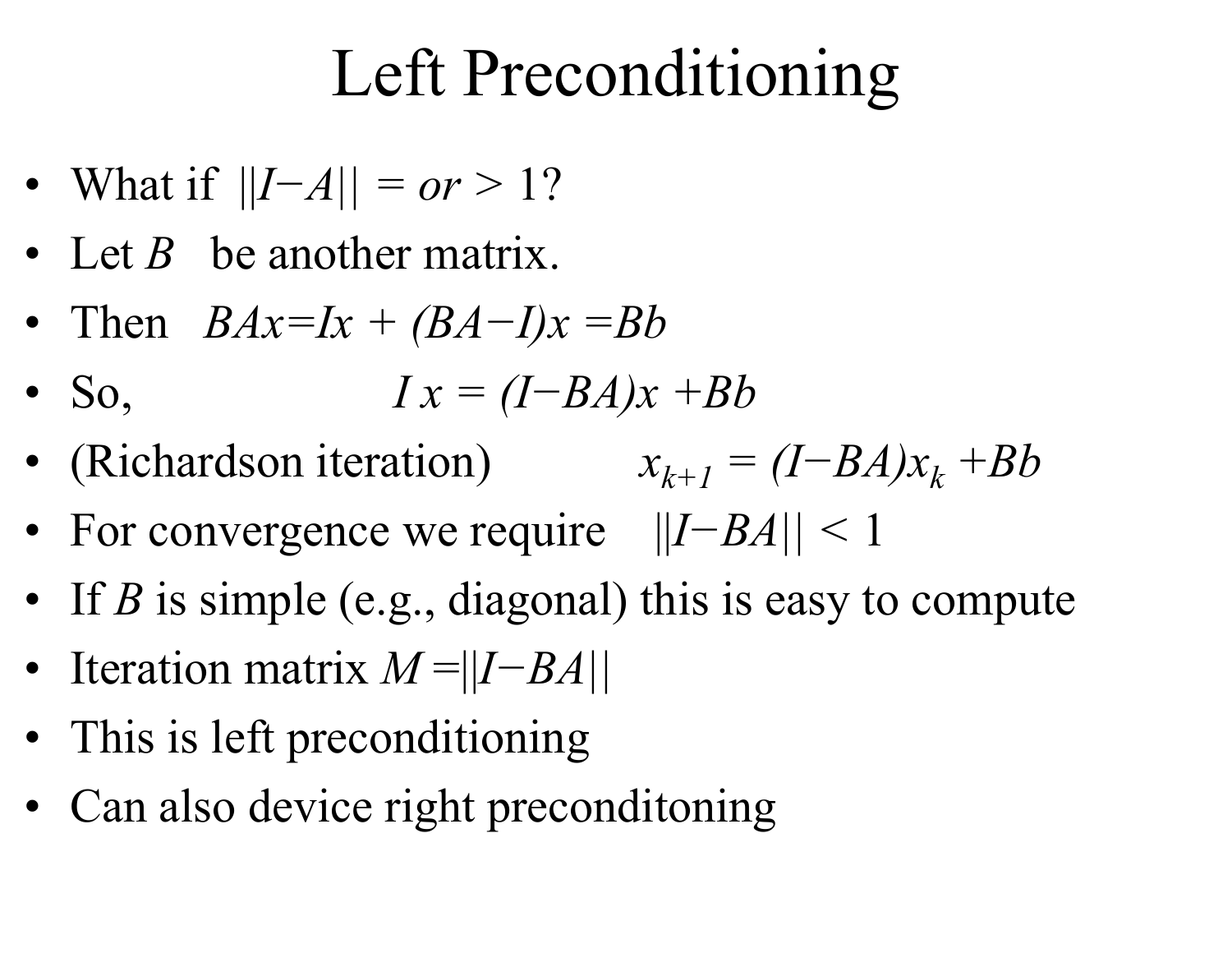# Left Preconditioning

- What if $||I-A|| = or > 1$?
- Let $B$ be another matrix.
- Then $BAx=Ix + (BA-I)x = Bb$
- So, $I\,x = (I-BA)x + Bb$
- (Richardson iteration) $x_{k+1} = (I-BA)x_k + Bb$
- For convergence we require $||I-BA|| < 1$
- If $B$ is simple (e.g., diagonal) this is easy to compute
- Iteration matrix $M = ||I-BA||$
- This is left preconditioning
- Can also device right preconditoning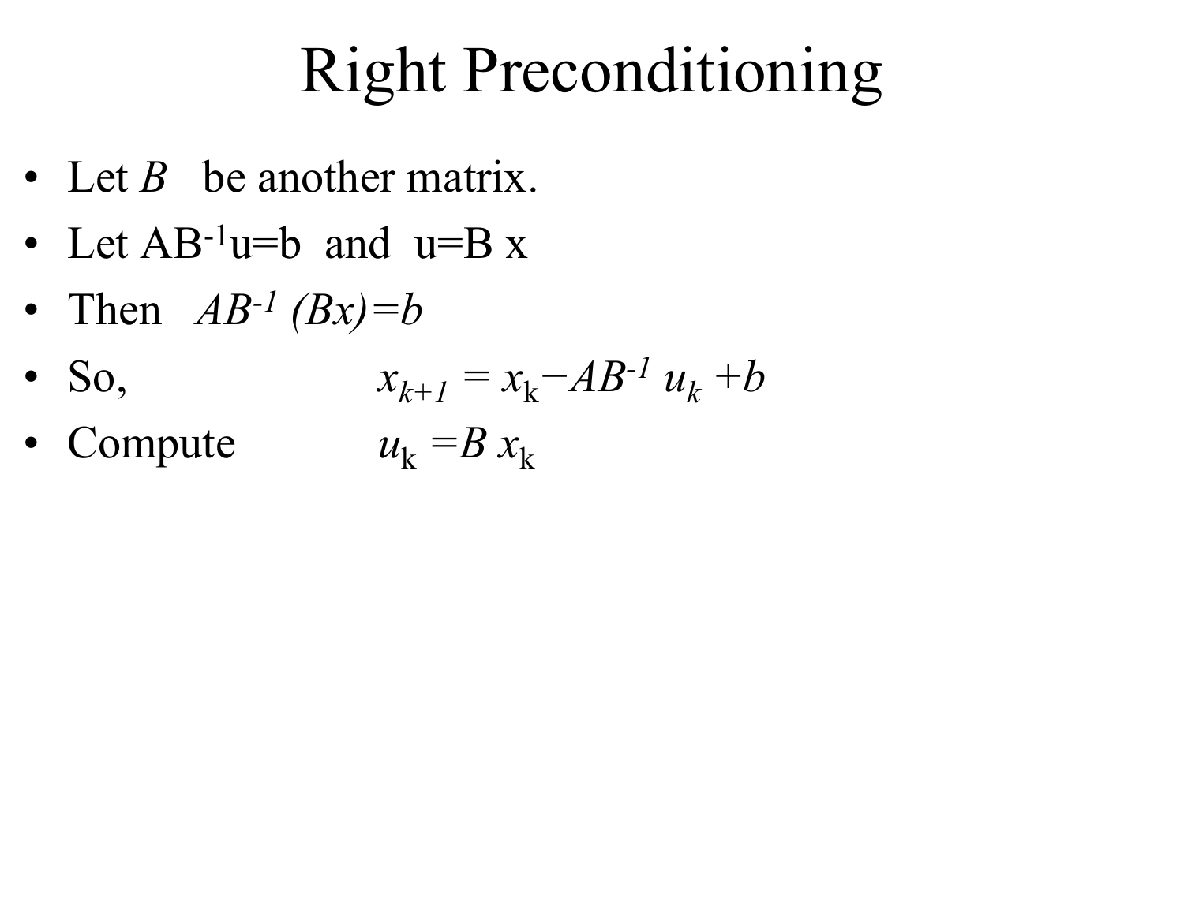# Right Preconditioning

- Let $B$ be another matrix.
- Let $AB^{-1}u=b$ and $u=B x$
- Then $AB^{-1} (Bx)=b$
- So, $x_{k+1} = x_k - AB^{-1} u_k + b$
- Compute $u_k = B x_k$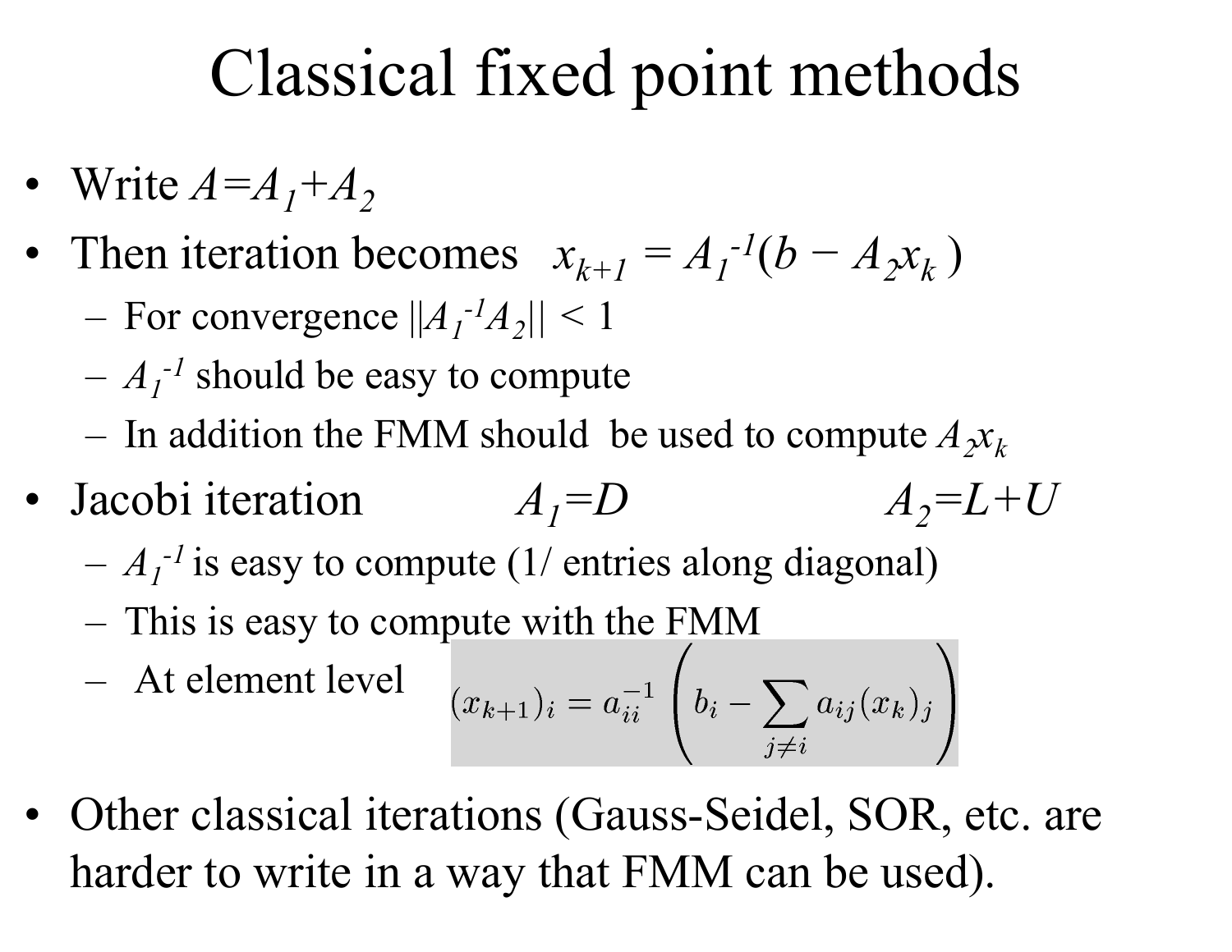# Classical fixed point methods

- Write $A=A_1+A_2$
- Then iteration becomes $x_{k+1} = A_1^{-1}(b - A_2 x_k)$
  - For convergence $\|A_1^{-1}A_2\| < 1$
  - $A_1^{-1}$ should be easy to compute
  - In addition the FMM should be used to compute $A_2 x_k$
- Jacobi iteration $\quad A_1=D \quad\quad A_2=L+U$
  - $A_1^{-1}$ is easy to compute (1/ entries along diagonal)
  - This is easy to compute with the FMM
  - At element level $$(x_{k+1})_i = a_{ii}^{-1}\left(b_i - \sum_{j \neq i} a_{ij}(x_k)_j\right)$$
- Other classical iterations (Gauss-Seidel, SOR, etc. are harder to write in a way that FMM can be used).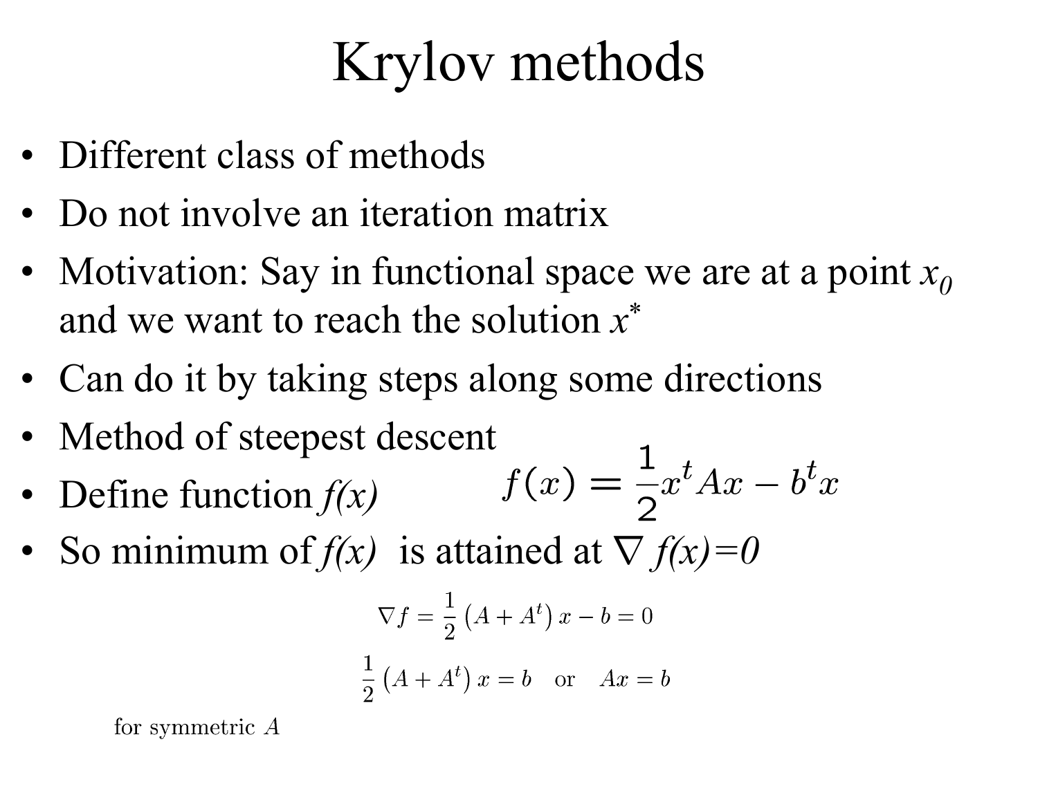# Krylov methods

- Different class of methods
- Do not involve an iteration matrix
- Motivation: Say in functional space we are at a point $x_0$ and we want to reach the solution $x^*$
- Can do it by taking steps along some directions
- Method of steepest descent
- Define function $f(x)$

$$f(x) = \frac{1}{2}x^t A x - b^t x$$

- So minimum of $f(x)$ is attained at $\nabla f(x)=0$

$$\nabla f = \frac{1}{2}\left(A + A^t\right)x - b = 0$$

$$\frac{1}{2}\left(A + A^t\right)x = b \quad \text{or} \quad Ax = b$$

for symmetric $A$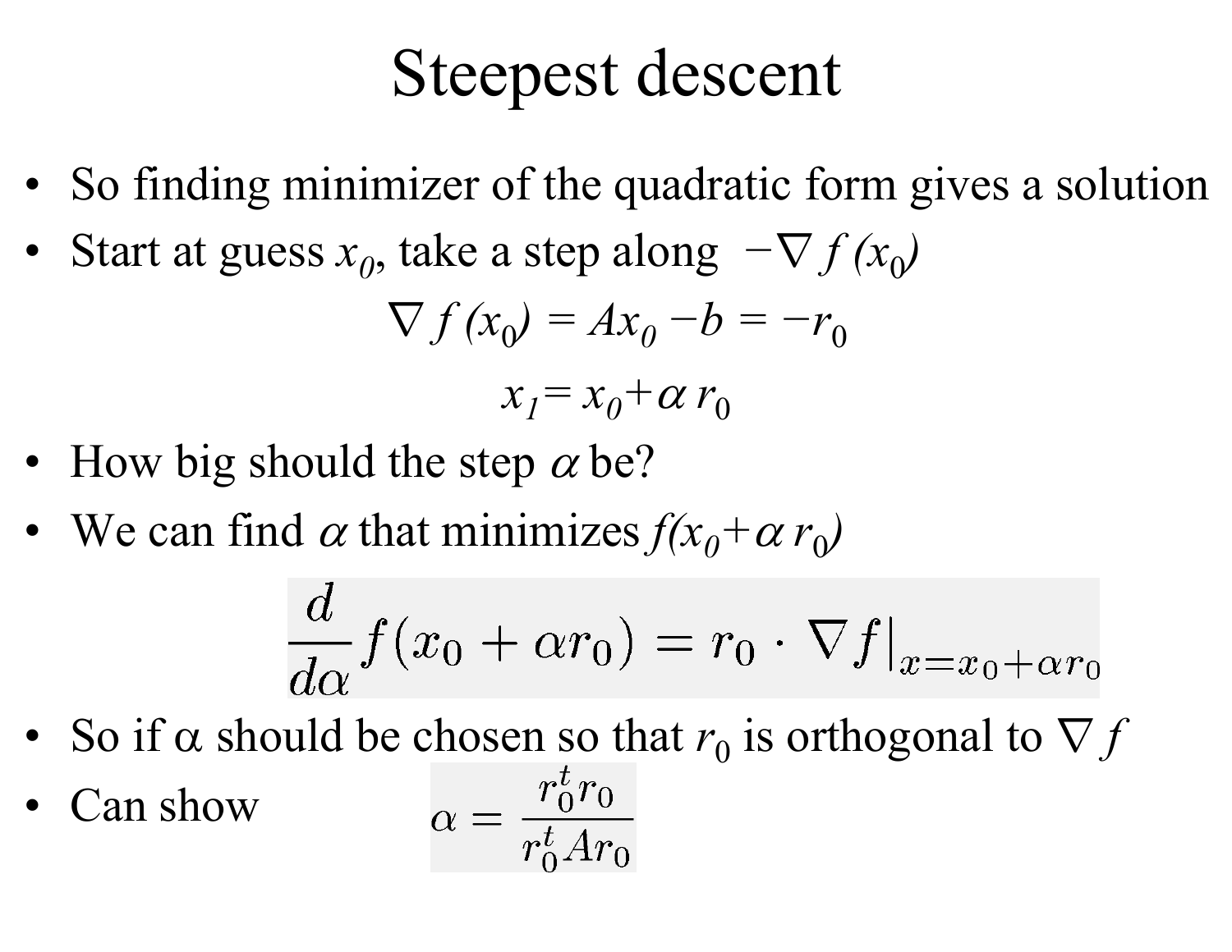# Steepest descent

- So finding minimizer of the quadratic form gives a solution
- Start at guess $x_0$, take a step along $-\nabla f(x_0)$

$$\nabla f(x_0) = Ax_0 - b = -r_0$$

$$x_1 = x_0 + \alpha r_0$$

- How big should the step $\alpha$ be?
- We can find $\alpha$ that minimizes $f(x_0 + \alpha r_0)$

$$\frac{d}{d\alpha} f(x_0 + \alpha r_0) = r_0 \cdot \nabla f|_{x = x_0 + \alpha r_0}$$

- So if $\alpha$ should be chosen so that $r_0$ is orthogonal to $\nabla f$
- Can show

$$\alpha = \frac{r_0^t r_0}{r_0^t A r_0}$$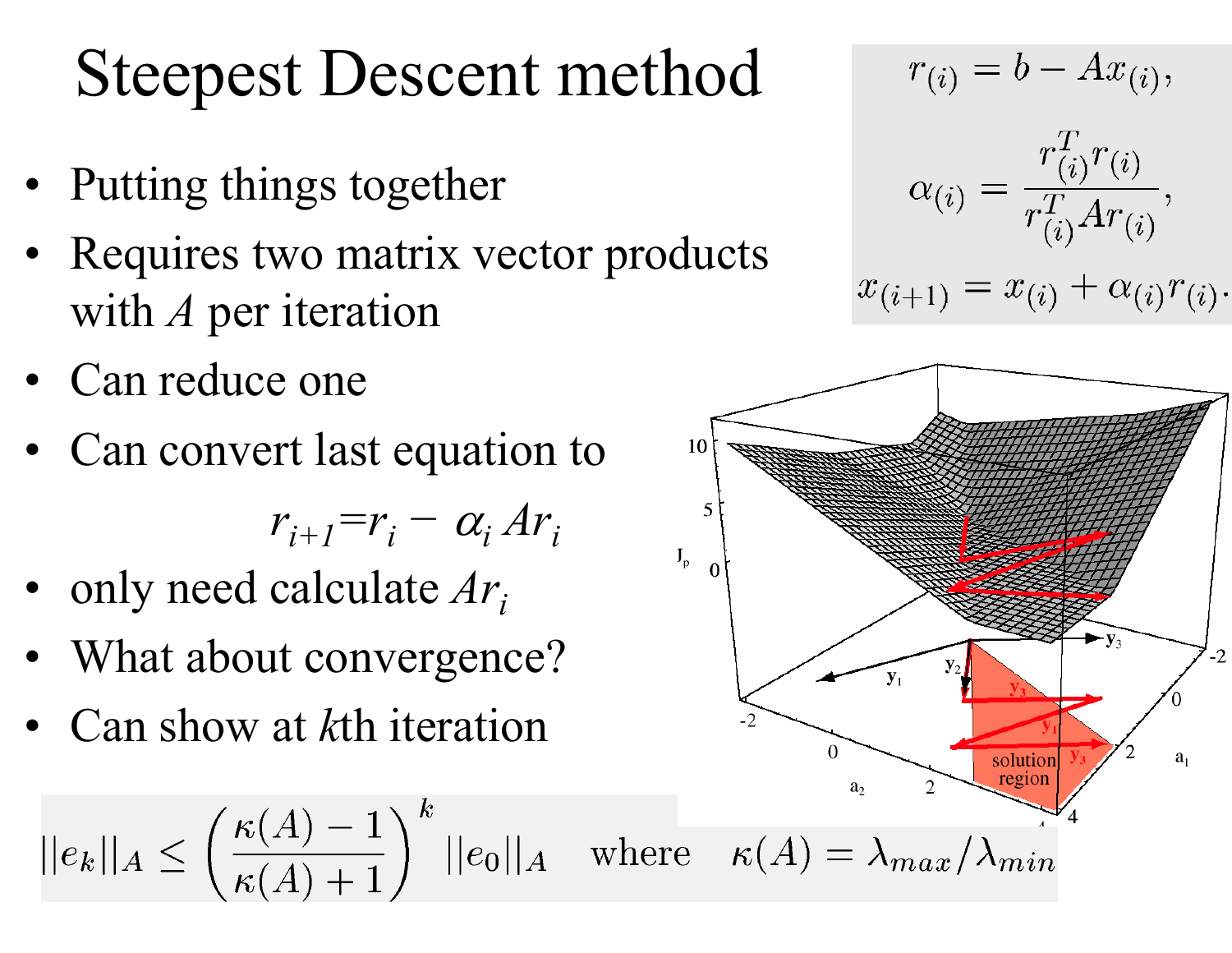# Steepest Descent method

$$r_{(i)} = b - Ax_{(i)},$$

$$\alpha_{(i)} = \frac{r_{(i)}^T r_{(i)}}{r_{(i)}^T A r_{(i)}},$$

$$x_{(i+1)} = x_{(i)} + \alpha_{(i)} r_{(i)}.$$

- Putting things together
- Requires two matrix vector products with $A$ per iteration
- Can reduce one
- Can convert last equation to

$$r_{i+1} = r_i - \alpha_i A r_i$$

- only need calculate $Ar_i$
- What about convergence?
- Can show at $k$th iteration

$$||e_k||_A \leq \left( \frac{\kappa(A) - 1}{\kappa(A) + 1} \right)^k ||e_0||_A \quad \text{where} \quad \kappa(A) = \lambda_{max} / \lambda_{min}$$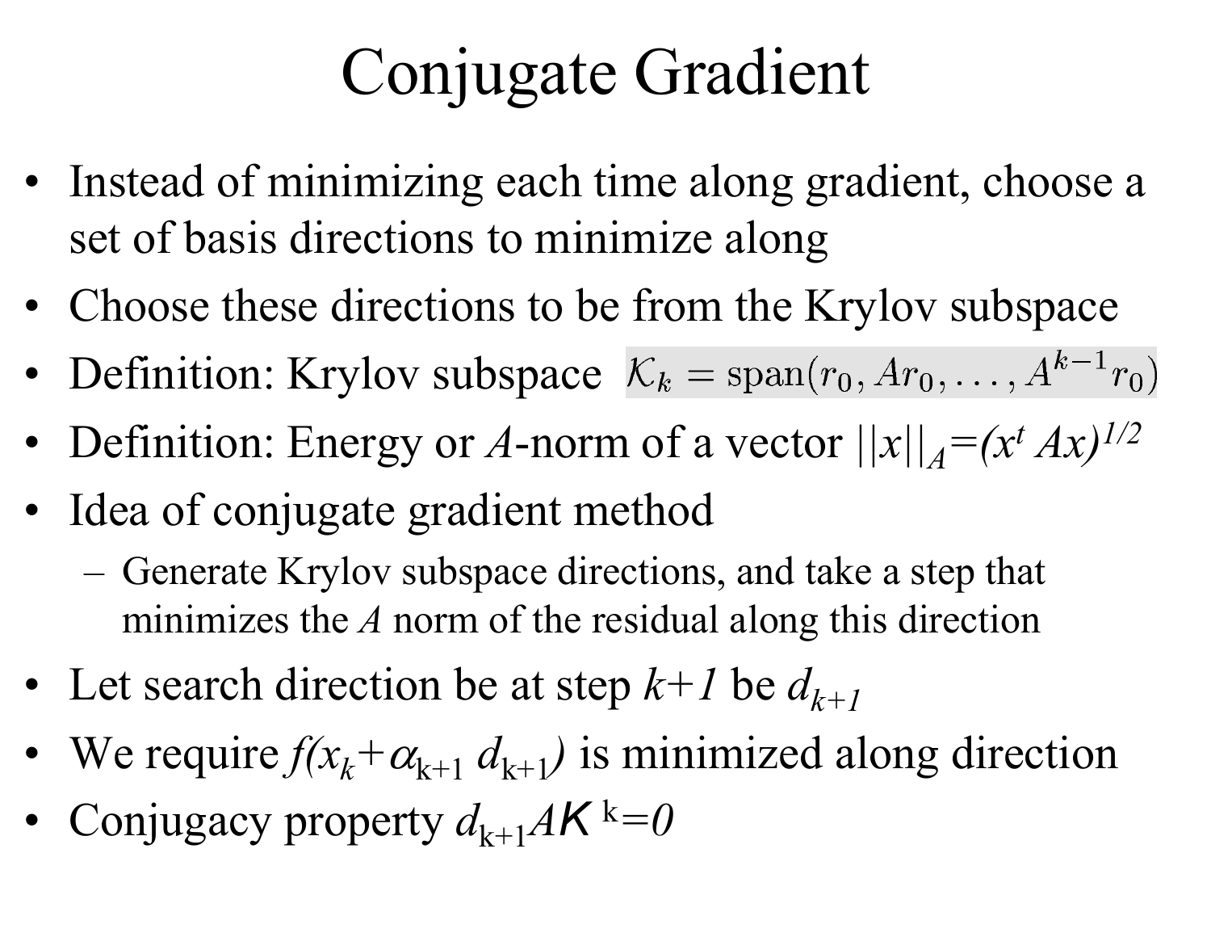# Conjugate Gradient

- Instead of minimizing each time along gradient, choose a set of basis directions to minimize along
- Choose these directions to be from the Krylov subspace
- Definition: Krylov subspace $\mathcal{K}_k = \text{span}(r_0, Ar_0, \ldots, A^{k-1}r_0)$
- Definition: Energy or $A$-norm of a vector $||x||_A = (x^t Ax)^{1/2}$
- Idea of conjugate gradient method
  - Generate Krylov subspace directions, and take a step that minimizes the $A$ norm of the residual along this direction
- Let search direction be at step $k+1$ be $d_{k+1}$
- We require $f(x_k + \alpha_{k+1} d_{k+1})$ is minimized along direction
- Conjugacy property $d_{k+1} A K^k = 0$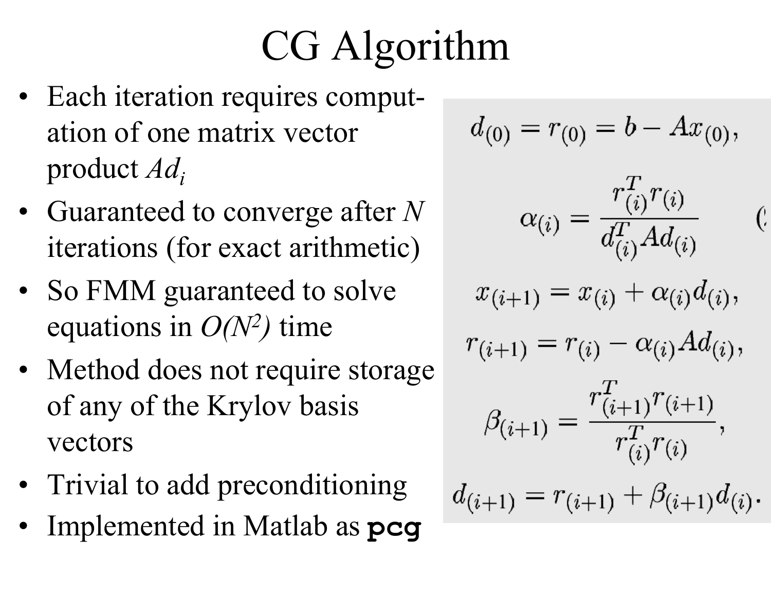# CG Algorithm

- Each iteration requires computation of one matrix vector product $Ad_i$
- Guaranteed to converge after $N$ iterations (for exact arithmetic)
- So FMM guaranteed to solve equations in $O(N^2)$ time
- Method does not require storage of any of the Krylov basis vectors
- Trivial to add preconditioning
- Implemented in Matlab as **`pcg`**

$$d_{(0)} = r_{(0)} = b - Ax_{(0)},$$

$$\alpha_{(i)} = \frac{r_{(i)}^T r_{(i)}}{d_{(i)}^T A d_{(i)}}$$

$$x_{(i+1)} = x_{(i)} + \alpha_{(i)} d_{(i)},$$

$$r_{(i+1)} = r_{(i)} - \alpha_{(i)} A d_{(i)},$$

$$\beta_{(i+1)} = \frac{r_{(i+1)}^T r_{(i+1)}}{r_{(i)}^T r_{(i)}},$$

$$d_{(i+1)} = r_{(i+1)} + \beta_{(i+1)} d_{(i)}.$$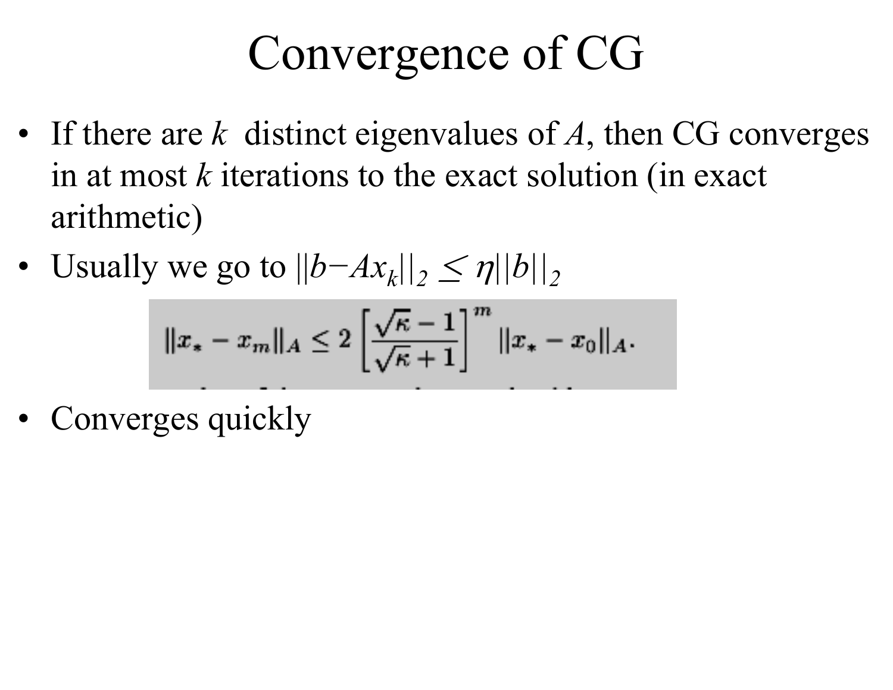# Convergence of CG

- If there are $k$ distinct eigenvalues of $A$, then CG converges in at most $k$ iterations to the exact solution (in exact arithmetic)
- Usually we go to $||b-Ax_k||_2 \leq \eta||b||_2$

$$\|x_* - x_m\|_A \leq 2\left[\frac{\sqrt{\kappa}-1}{\sqrt{\kappa}+1}\right]^m \|x_* - x_0\|_A.$$

- Converges quickly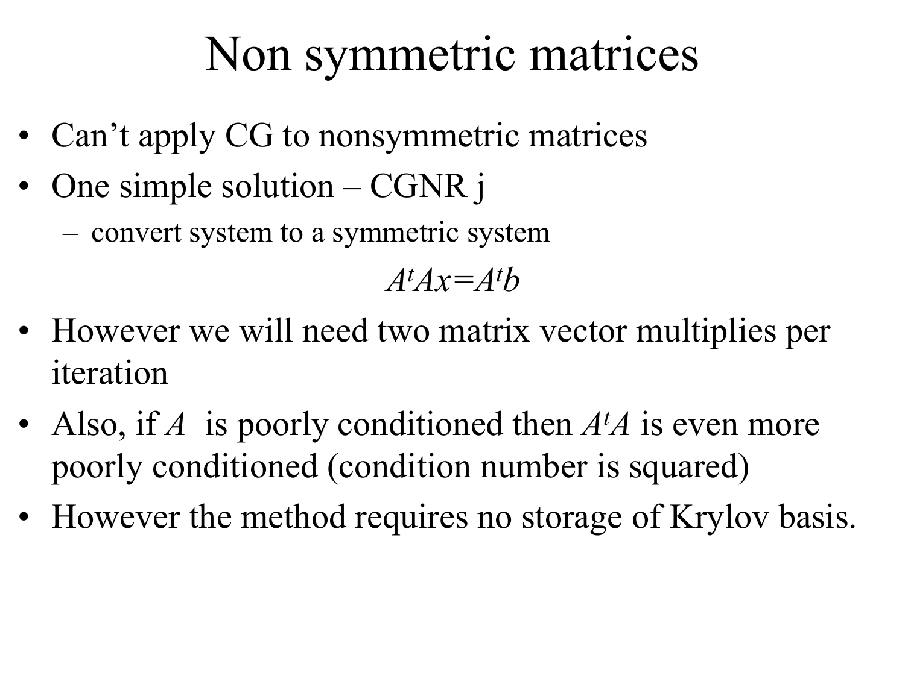# Non symmetric matrices

- Can't apply CG to nonsymmetric matrices
- One simple solution – CGNR j
  - convert system to a symmetric system

$$A^tAx=A^tb$$

- However we will need two matrix vector multiplies per iteration
- Also, if $A$ is poorly conditioned then $A^tA$ is even more poorly conditioned (condition number is squared)
- However the method requires no storage of Krylov basis.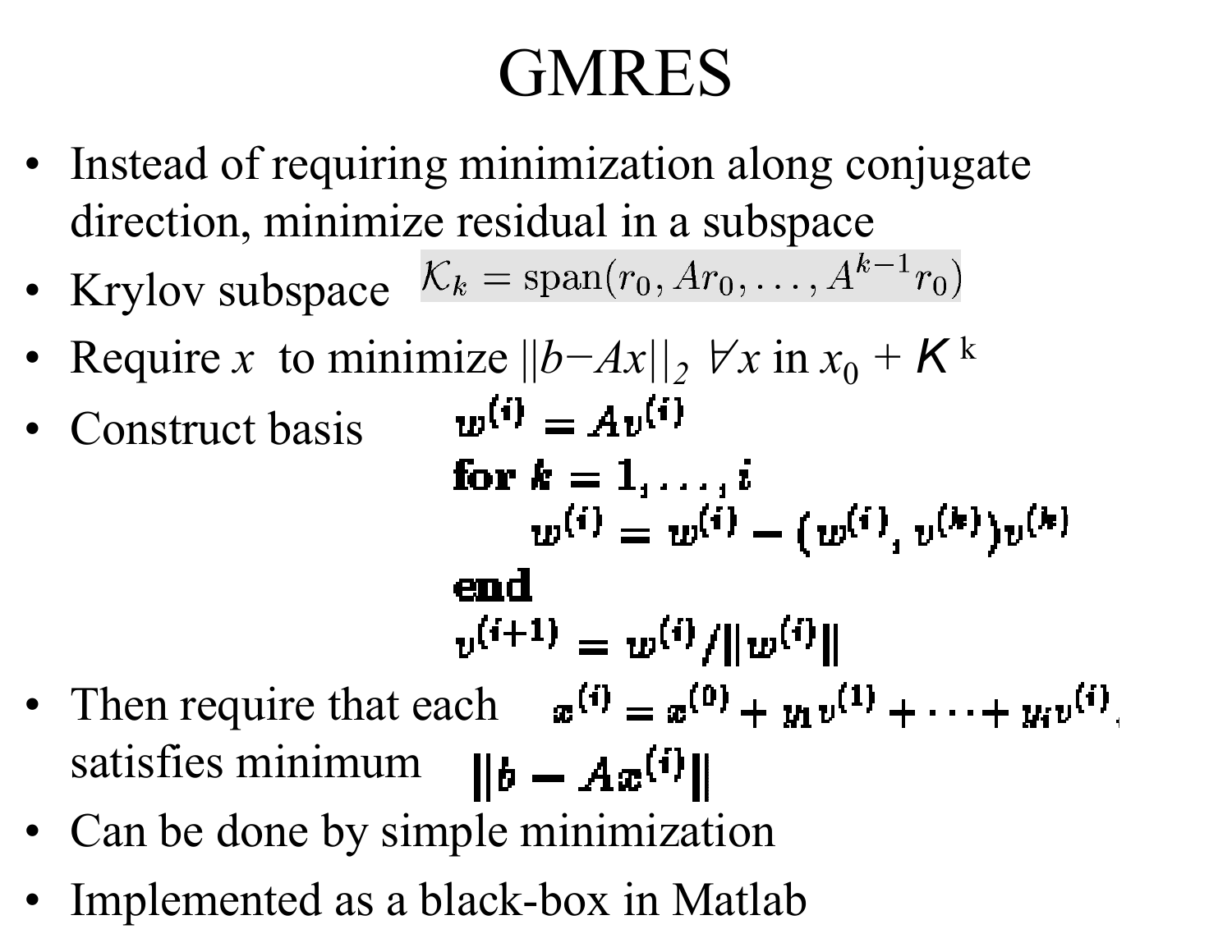# GMRES

- Instead of requiring minimization along conjugate direction, minimize residual in a subspace
- Krylov subspace $\mathcal{K}_k = \text{span}(r_0, Ar_0, \ldots, A^{k-1}r_0)$
- Require $x$ to minimize $||b-Ax||_2$ $\forall x$ in $x_0 + K^k$
- Construct basis

$$
\begin{aligned}
&w^{(i)} = Av^{(i)} \\
&\textbf{for } k = 1, \ldots, i \\
&\quad w^{(i)} = w^{(i)} - (w^{(i)}, v^{(k)})v^{(k)} \\
&\textbf{end} \\
&v^{(i+1)} = w^{(i)}/\|w^{(i)}\|
\end{aligned}
$$

- Then require that each $x^{(i)} = x^{(0)} + y_1 v^{(1)} + \cdots + y_i v^{(i)}$, satisfies minimum $\|b - Ax^{(i)}\|$
- Can be done by simple minimization
- Implemented as a black-box in Matlab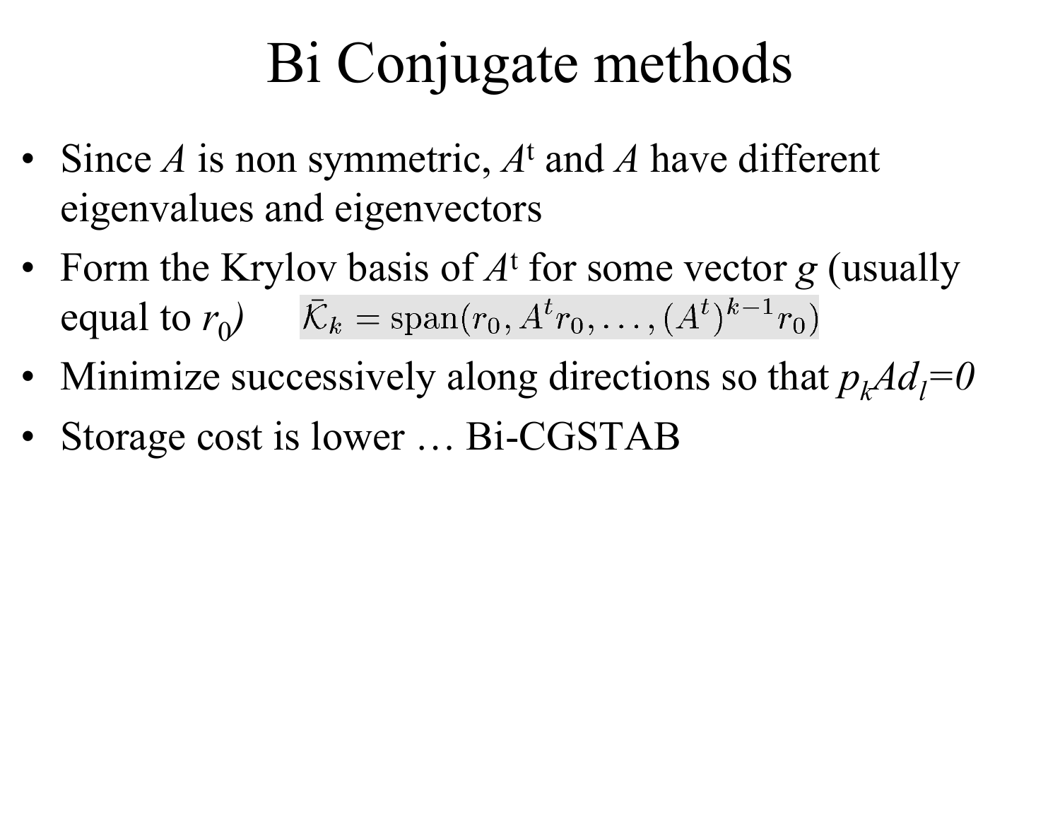# Bi Conjugate methods

- Since $A$ is non symmetric, $A^t$ and $A$ have different eigenvalues and eigenvectors
- Form the Krylov basis of $A^t$ for some vector $g$ (usually equal to $r_0$) $\bar{\mathcal{K}}_k = \text{span}(r_0, A^t r_0, \ldots, (A^t)^{k-1} r_0)$
- Minimize successively along directions so that $p_k A d_l = 0$
- Storage cost is lower … Bi-CGSTAB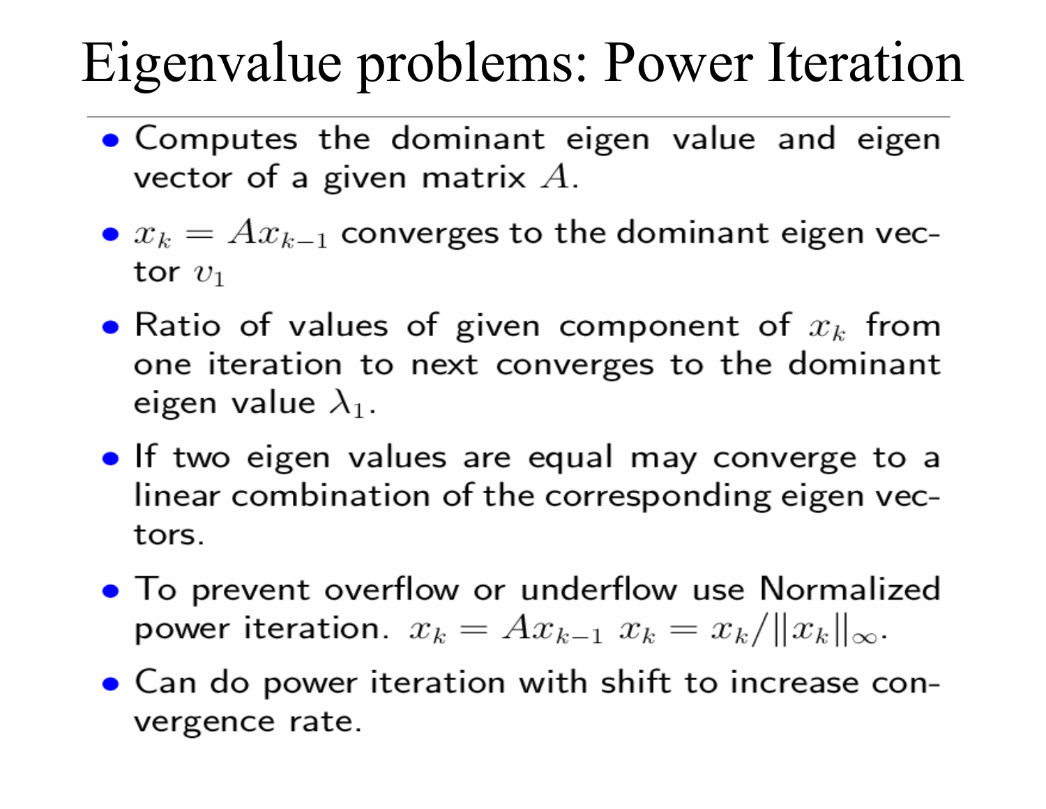# Eigenvalue problems: Power Iteration

- Computes the dominant eigen value and eigen vector of a given matrix $A$.
- $x_k = Ax_{k-1}$ converges to the dominant eigen vector $v_1$
- Ratio of values of given component of $x_k$ from one iteration to next converges to the dominant eigen value $\lambda_1$.
- If two eigen values are equal may converge to a linear combination of the corresponding eigen vectors.
- To prevent overflow or underflow use Normalized power iteration. $x_k = Ax_{k-1}$ $x_k = x_k / \|x_k\|_\infty$.
- Can do power iteration with shift to increase convergence rate.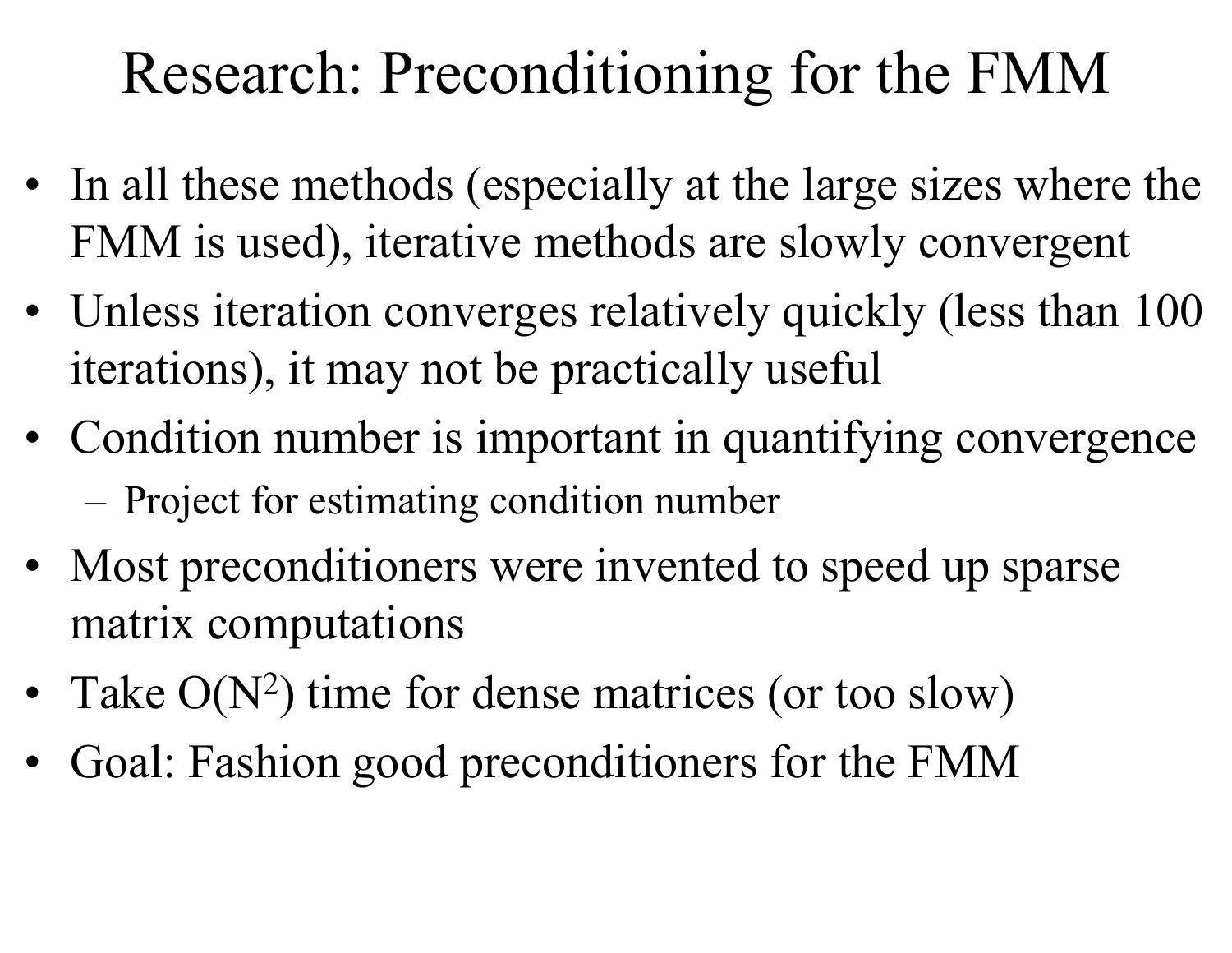# Research: Preconditioning for the FMM

- In all these methods (especially at the large sizes where the FMM is used), iterative methods are slowly convergent
- Unless iteration converges relatively quickly (less than 100 iterations), it may not be practically useful
- Condition number is important in quantifying convergence
  - Project for estimating condition number
- Most preconditioners were invented to speed up sparse matrix computations
- Take $O(N^2)$ time for dense matrices (or too slow)
- Goal: Fashion good preconditioners for the FMM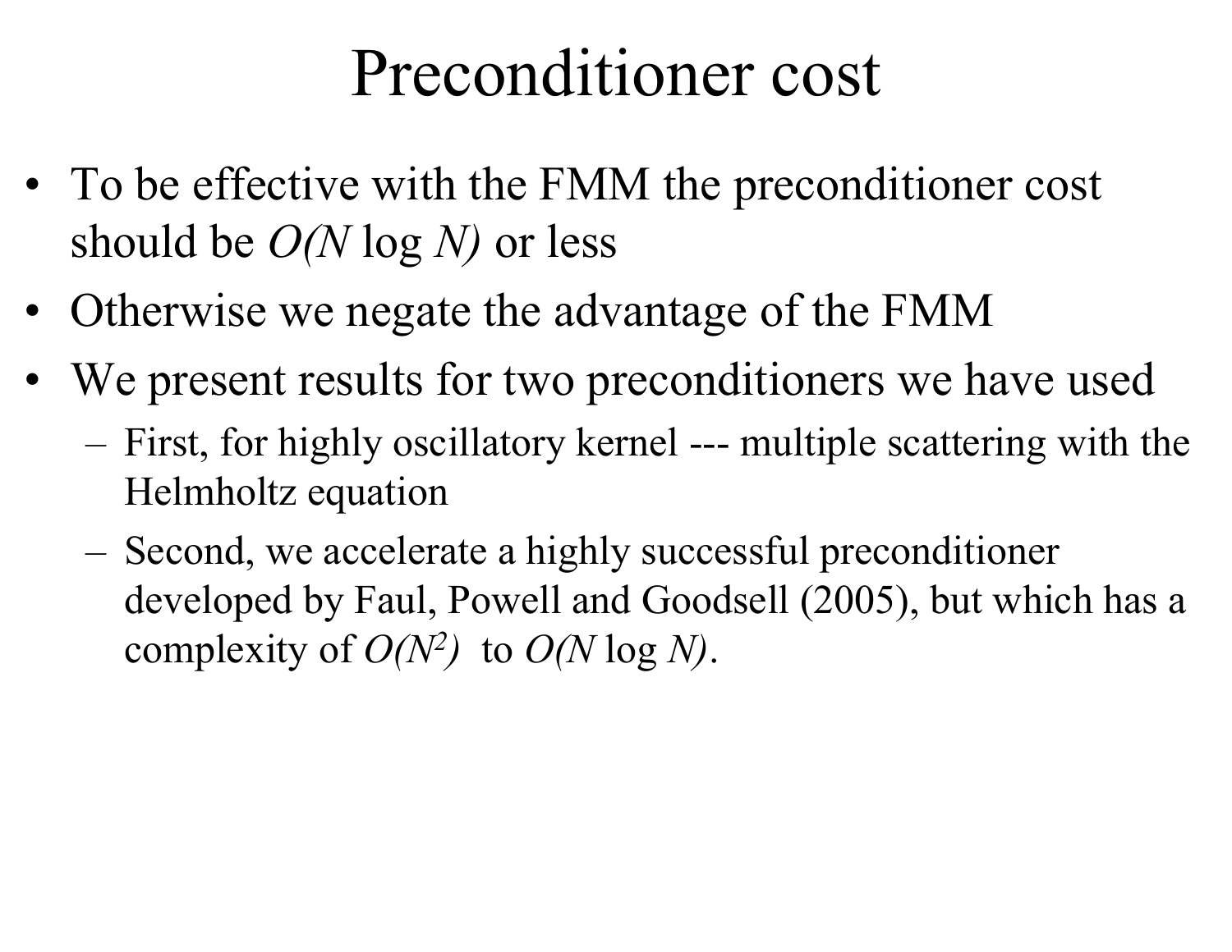# Preconditioner cost

- To be effective with the FMM the preconditioner cost should be $O(N \log N)$ or less
- Otherwise we negate the advantage of the FMM
- We present results for two preconditioners we have used
  - First, for highly oscillatory kernel --- multiple scattering with the Helmholtz equation
  - Second, we accelerate a highly successful preconditioner developed by Faul, Powell and Goodsell (2005), but which has a complexity of $O(N^2)$ to $O(N \log N)$.